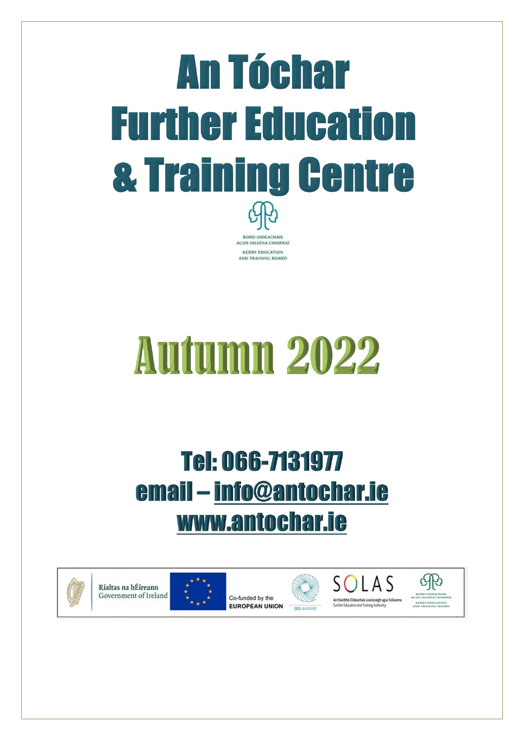# An Tóchar Further Education & Training Centre

BORD OIDEACHAIS AGUS OILIÚNA CHIARRAÍ

KERRY EDUCATION AND TRAINING BOARD

# Autumn 2022

## Tel: 066-7131977
## email – info@antochar.ie
## www.antochar.ie

Rialtas na hÉireann Government of Ireland

Co-funded by the EUROPEAN UNION

QQI AWARD

SOLAS An tSeirbhís Oideachais Leanúnaigh agus Scileanna Further Education and Training Authority

BORD OIDEACHAIS AGUS OILIÚNA CHIARRAÍ KERRY EDUCATION AND TRAINING BOARD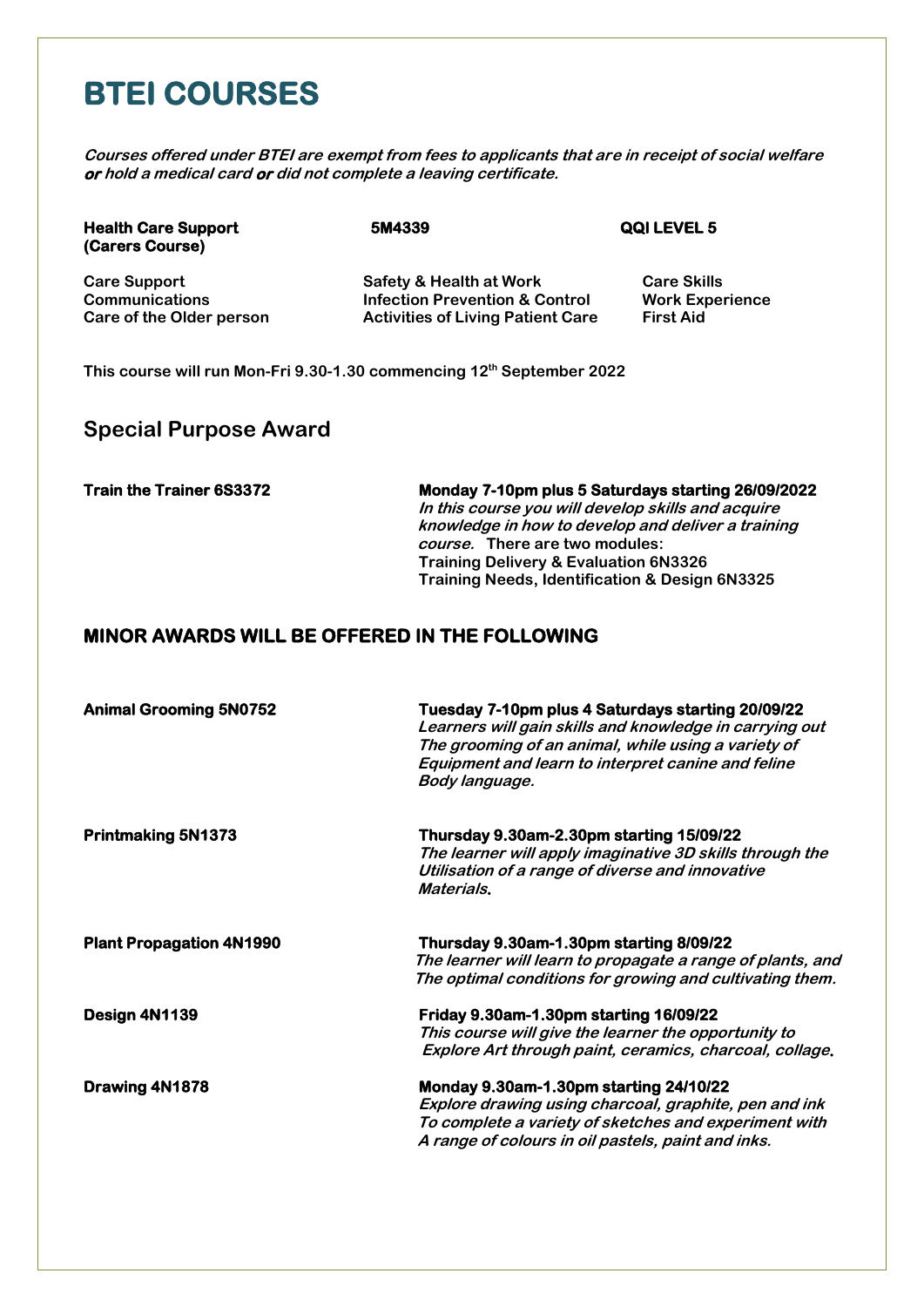# BTEI COURSES

***Courses offered under BTEI are exempt from fees to applicants that are in receipt of social welfare or hold a medical card or did not complete a leaving certificate.***

**Health Care Support (Carers Course)** **5M4339** **QQI LEVEL 5**

| | | |
|---|---|---|
| **Care Support** | **Safety & Health at Work** | **Care Skills** |
| **Communications** | **Infection Prevention & Control** | **Work Experience** |
| **Care of the Older person** | **Activities of Living Patient Care** | **First Aid** |

**This course will run Mon-Fri 9.30-1.30 commencing 12th September 2022**

## Special Purpose Award

**Train the Trainer 6S3372**

**Monday 7-10pm plus 5 Saturdays starting 26/09/2022**
***In this course you will develop skills and acquire knowledge in how to develop and deliver a training course.*** **There are two modules:**
**Training Delivery & Evaluation 6N3326**
**Training Needs, Identification & Design 6N3325**

## MINOR AWARDS WILL BE OFFERED IN THE FOLLOWING

**Animal Grooming 5N0752**

**Tuesday 7-10pm plus 4 Saturdays starting 20/09/22**
***Learners will gain skills and knowledge in carrying out The grooming of an animal, while using a variety of Equipment and learn to interpret canine and feline Body language.***

**Printmaking 5N1373**

**Thursday 9.30am-2.30pm starting 15/09/22**
***The learner will apply imaginative 3D skills through the Utilisation of a range of diverse and innovative Materials.***

**Plant Propagation 4N1990**

**Thursday 9.30am-1.30pm starting 8/09/22**
***The learner will learn to propagate a range of plants, and The optimal conditions for growing and cultivating them.***

**Design 4N1139**

**Friday 9.30am-1.30pm starting 16/09/22**
***This course will give the learner the opportunity to Explore Art through paint, ceramics, charcoal, collage.***

**Drawing 4N1878**

**Monday 9.30am-1.30pm starting 24/10/22**
***Explore drawing using charcoal, graphite, pen and ink To complete a variety of sketches and experiment with A range of colours in oil pastels, paint and inks.***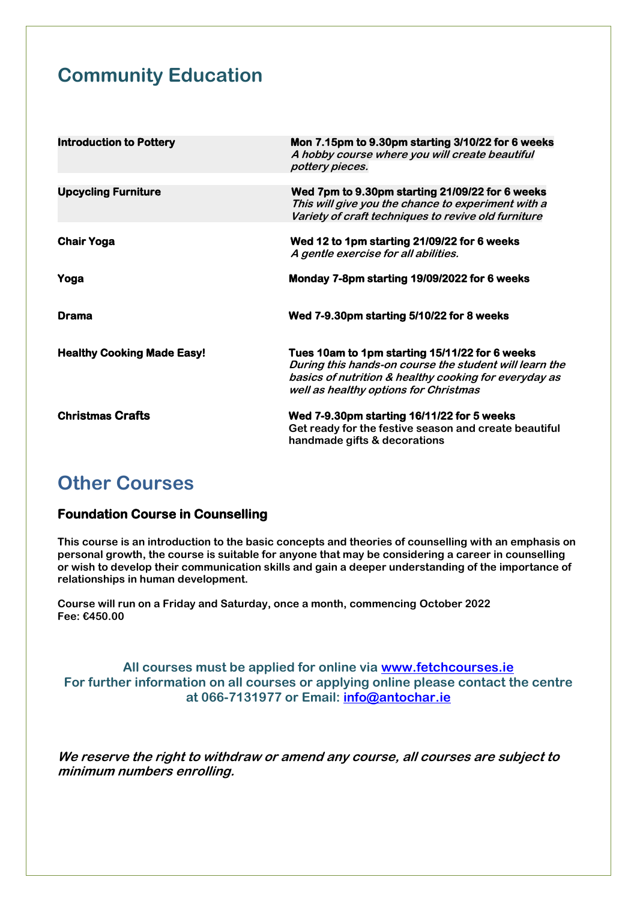# Community Education

| | |
|---|---|
| **Introduction to Pottery** | **Mon 7.15pm to 9.30pm starting 3/10/22 for 6 weeks** ***A hobby course where you will create beautiful pottery pieces.*** |
| **Upcycling Furniture** | **Wed 7pm to 9.30pm starting 21/09/22 for 6 weeks** ***This will give you the chance to experiment with a Variety of craft techniques to revive old furniture*** |
| **Chair Yoga** | **Wed 12 to 1pm starting 21/09/22 for 6 weeks** ***A gentle exercise for all abilities.*** |
| **Yoga** | **Monday 7-8pm starting 19/09/2022 for 6 weeks** |
| **Drama** | **Wed 7-9.30pm starting 5/10/22 for 8 weeks** |
| **Healthy Cooking Made Easy!** | **Tues 10am to 1pm starting 15/11/22 for 6 weeks** ***During this hands-on course the student will learn the basics of nutrition & healthy cooking for everyday as well as healthy options for Christmas*** |
| **Christmas Crafts** | **Wed 7-9.30pm starting 16/11/22 for 5 weeks** **Get ready for the festive season and create beautiful handmade gifts & decorations** |

# Other Courses

### Foundation Course in Counselling

**This course is an introduction to the basic concepts and theories of counselling with an emphasis on personal growth, the course is suitable for anyone that may be considering a career in counselling or wish to develop their communication skills and gain a deeper understanding of the importance of relationships in human development.**

**Course will run on a Friday and Saturday, once a month, commencing October 2022**
**Fee: €450.00**

**All courses must be applied for online via [www.fetchcourses.ie](www.fetchcourses.ie)**
**For further information on all courses or applying online please contact the centre at 066-7131977 or Email: [info@antochar.ie](mailto:info@antochar.ie)**

***We reserve the right to withdraw or amend any course, all courses are subject to minimum numbers enrolling.***